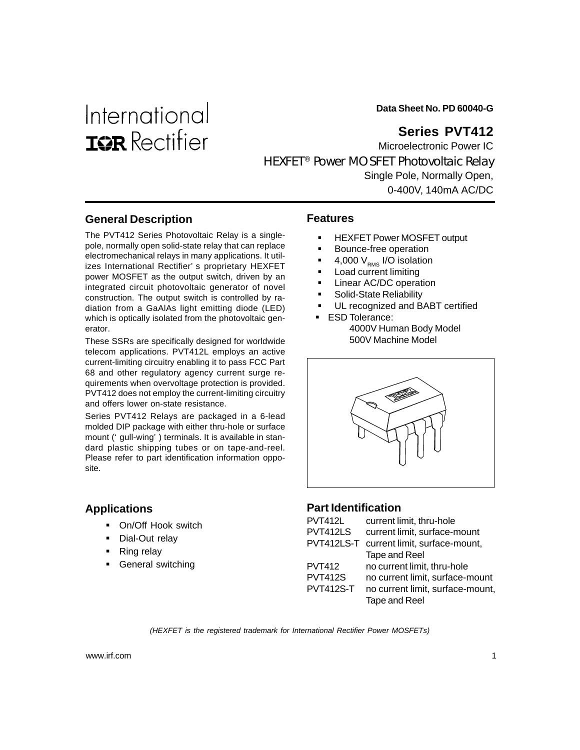International
IOR Rectifier

**Data Sheet No. PD 60040-G**

# Series PVT412

Microelectronic Power IC

HEXFET® Power MOSFET Photovoltaic Relay

Single Pole, Normally Open,

0-400V, 140mA AC/DC

## General Description

The PVT412 Series Photovoltaic Relay is a single-pole, normally open solid-state relay that can replace electromechanical relays in many applications. It utilizes International Rectifier's proprietary HEXFET power MOSFET as the output switch, driven by an integrated circuit photovoltaic generator of novel construction. The output switch is controlled by radiation from a GaAlAs light emitting diode (LED) which is optically isolated from the photovoltaic generator.

These SSRs are specifically designed for worldwide telecom applications. PVT412L employs an active current-limiting circuitry enabling it to pass FCC Part 68 and other regulatory agency current surge requirements when overvoltage protection is provided. PVT412 does not employ the current-limiting circuitry and offers lower on-state resistance.

Series PVT412 Relays are packaged in a 6-lead molded DIP package with either thru-hole or surface mount ('gull-wing') terminals. It is available in standard plastic shipping tubes or on tape-and-reel. Please refer to part identification information opposite.

## Features

- HEXFET Power MOSFET output
- Bounce-free operation
- 4,000 $V_{RMS}$ I/O isolation
- Load current limiting
- Linear AC/DC operation
- Solid-State Reliability
- UL recognized and BABT certified
- ESD Tolerance:
  4000V Human Body Model
  500V Machine Model

## Applications

- On/Off Hook switch
- Dial-Out relay
- Ring relay
- General switching

## Part Identification

| | |
|---|---|
| PVT412L | current limit, thru-hole |
| PVT412LS | current limit, surface-mount |
| PVT412LS-T | current limit, surface-mount, Tape and Reel |
| PVT412 | no current limit, thru-hole |
| PVT412S | no current limit, surface-mount |
| PVT412S-T | no current limit, surface-mount, Tape and Reel |

*(HEXFET is the registered trademark for International Rectifier Power MOSFETs)*

www.irf.com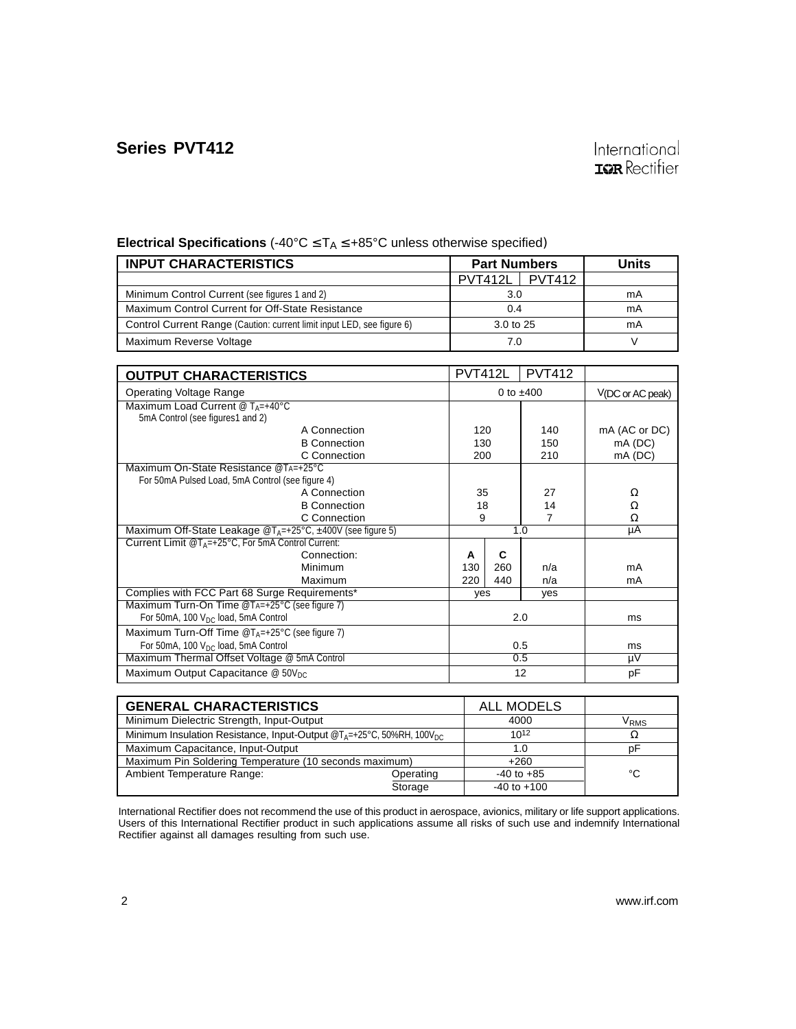**Electrical Specifications** (-40°C ≤ $T_A$ ≤ +85°C unless otherwise specified)

| INPUT CHARACTERISTICS | Part Numbers | | Units |
|---|---|---|---|
| | PVT412L | PVT412 | |
| Minimum Control Current (see figures 1 and 2) | 3.0 | | mA |
| Maximum Control Current for Off-State Resistance | 0.4 | | mA |
| Control Current Range (Caution: current limit input LED, see figure 6) | 3.0 to 25 | | mA |
| Maximum Reverse Voltage | 7.0 | | V |

| OUTPUT CHARACTERISTICS | PVT412L | | PVT412 | |
|---|---|---|---|---|
| Operating Voltage Range | 0 to ±400 | | | V(DC or AC peak) |
| Maximum Load Current @ $T_A$=+40°C, 5mA Control (see figures1 and 2) | | | | |
| A Connection | 120 | | 140 | mA (AC or DC) |
| B Connection | 130 | | 150 | mA (DC) |
| C Connection | 200 | | 210 | mA (DC) |
| Maximum On-State Resistance @$T_A$=+25°C, For 50mA Pulsed Load, 5mA Control (see figure 4) | | | | |
| A Connection | 35 | | 27 | Ω |
| B Connection | 18 | | 14 | Ω |
| C Connection | 9 | | 7 | Ω |
| Maximum Off-State Leakage @$T_A$=+25°C, ±400V (see figure 5) | 1.0 | | | µA |
| Current Limit @$T_A$=+25°C, For 5mA Control Current: Connection: | A | C | | |
| Minimum | 130 | 260 | n/a | mA |
| Maximum | 220 | 440 | n/a | mA |
| Complies with FCC Part 68 Surge Requirements* | yes | | yes | |
| Maximum Turn-On Time @$T_A$=+25°C (see figure 7), For 50mA, 100 $V_{DC}$ load, 5mA Control | 2.0 | | | ms |
| Maximum Turn-Off Time @$T_A$=+25°C (see figure 7), For 50mA, 100 $V_{DC}$ load, 5mA Control | 0.5 | | | ms |
| Maximum Thermal Offset Voltage @ 5mA Control | 0.5 | | | µV |
| Maximum Output Capacitance @ 50$V_{DC}$ | 12 | | | pF |

| GENERAL CHARACTERISTICS | | ALL MODELS | |
|---|---|---|---|
| Minimum Dielectric Strength, Input-Output | | 4000 | $V_{RMS}$ |
| Minimum Insulation Resistance, Input-Output @$T_A$=+25°C, 50%RH, 100$V_{DC}$ | | $10^{12}$ | Ω |
| Maximum Capacitance, Input-Output | | 1.0 | pF |
| Maximum Pin Soldering Temperature (10 seconds maximum) | | +260 | °C |
| Ambient Temperature Range: | Operating | -40 to +85 | °C |
| | Storage | -40 to +100 | °C |

International Rectifier does not recommend the use of this product in aerospace, avionics, military or life support applications. Users of this International Rectifier product in such applications assume all risks of such use and indemnify International Rectifier against all damages resulting from such use.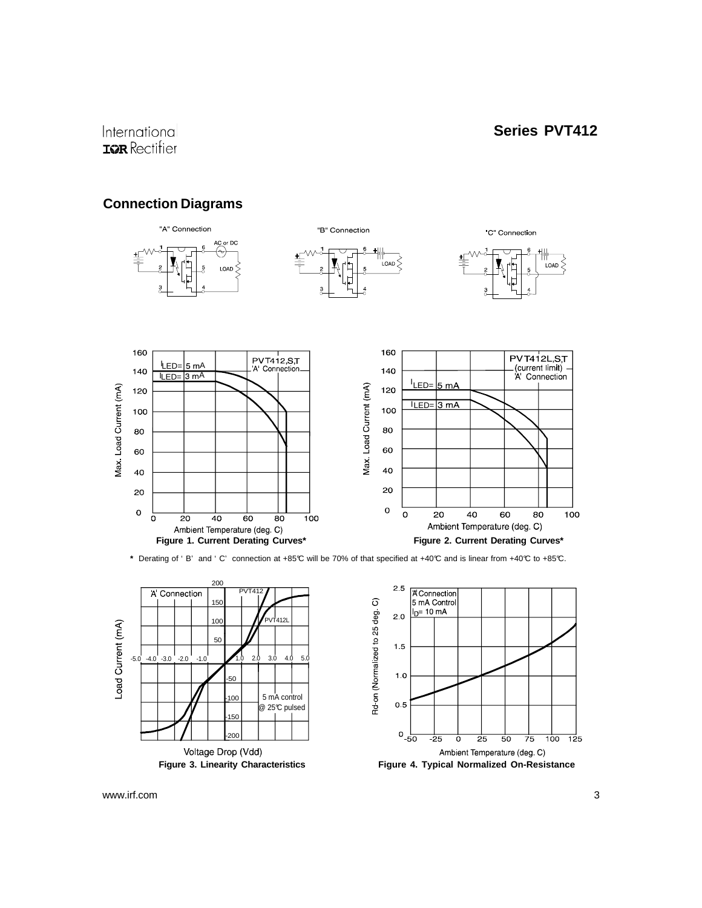## Connection Diagrams

"A" Connection

"B" Connection

"C" Connection

**Figure 1. Current Derating Curves***

**Figure 2. Current Derating Curves***

**\*** Derating of 'B' and 'C' connection at +85°C will be 70% of that specified at +40°C and is linear from +40°C to +85°C.

**Figure 3. Linearity Characteristics**

**Figure 4. Typical Normalized On-Resistance**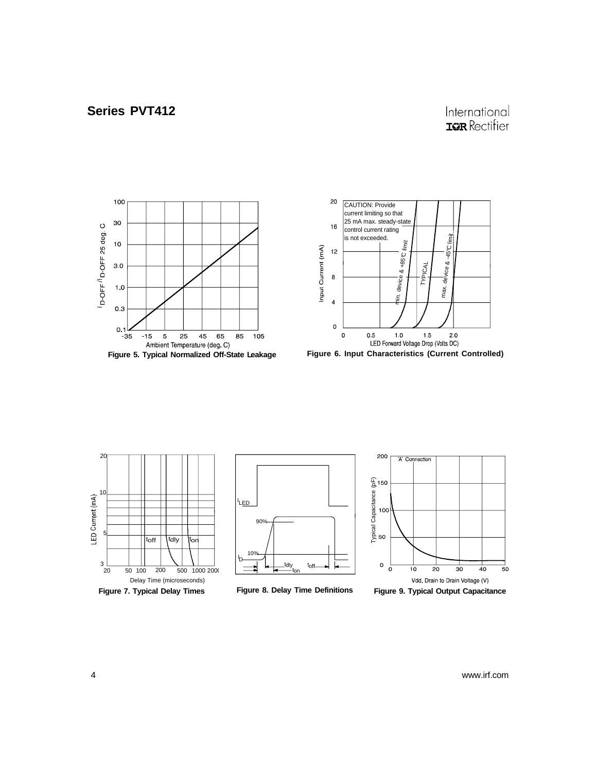Figure 5. Typical Normalized Off-State Leakage

CAUTION: Provide current limiting so that 25 mA max. steady-state control current rating is not exceeded.

Figure 6. Input Characteristics (Current Controlled)

Figure 7. Typical Delay Times

Figure 8. Delay Time Definitions

Figure 9. Typical Output Capacitance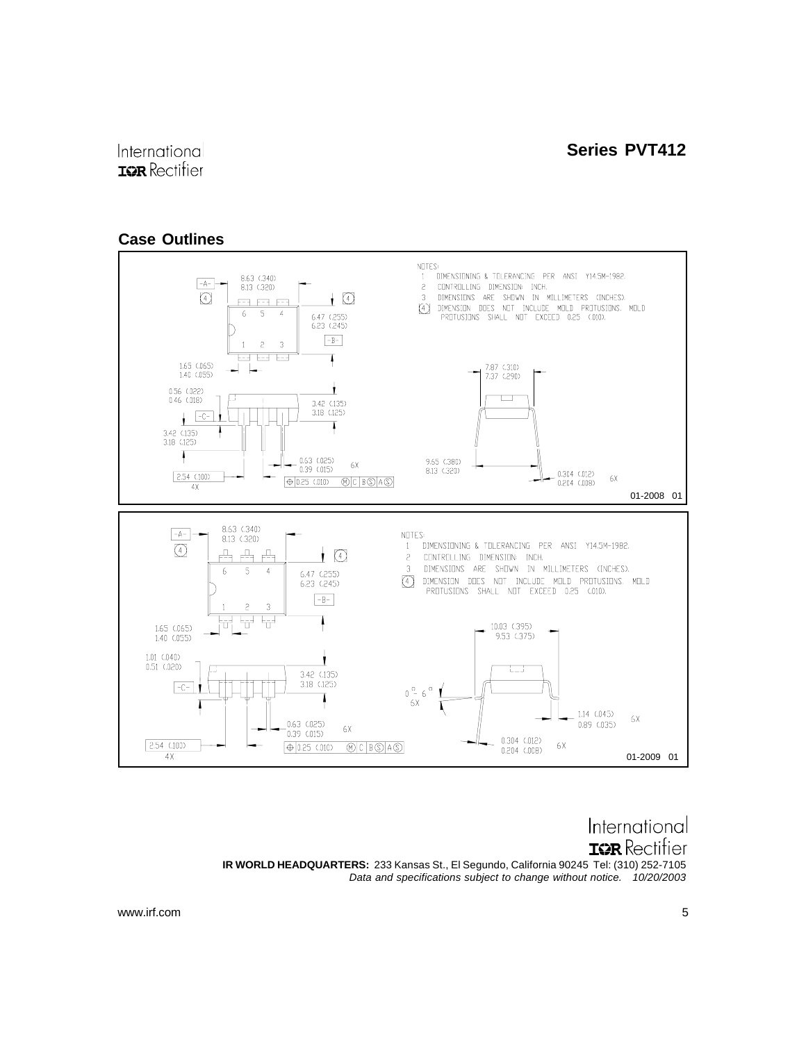## Case Outlines

NOTES:
1 DIMENSIONING & TOLERANCING PER ANSI Y14.5M-1982.
2 CONTROLLING DIMENSION: INCH.
3 DIMENSIONS ARE SHOWN IN MILLIMETERS (INCHES).
4 DIMENSION DOES NOT INCLUDE MOLD PROTUSIONS. MOLD PROTUSIONS SHALL NOT EXCEED 0.25 (.010).

-A-
8.63 (.340)
8.13 (.320)
6.47 (.255)
6.23 (.245)
-B-
1.65 (.065)
1.40 (.055)
0.56 (.022)
0.46 (.018)
3.42 (.135)
3.18 (.125)
-C-
3.42 (.135)
3.18 (.125)
0.63 (.025)
0.39 (.015)
6X
2.54 (.100)
4X
0.25 (.010) M C B S A S
7.87 (.310)
7.37 (.290)
9.65 (.380)
8.13 (.320)
0.304 (.012)
0.204 (.008)
6X

01-2008 01

NOTES:
1 DIMENSIONING & TOLERANCING PER ANSI Y14.5M-1982.
2 CONTROLLING DIMENSION: INCH.
3 DIMENSIONS ARE SHOWN IN MILLIMETERS (INCHES).
4 DIMENSION DOES NOT INCLUDE MOLD PROTUSIONS. MOLD PROTUSIONS SHALL NOT EXCEED 0.25 (.010).

-A-
8.63 (.340)
8.13 (.320)
6.47 (.255)
6.23 (.245)
-B-
1.65 (.065)
1.40 (.055)
1.01 (.040)
0.51 (.020)
3.42 (.135)
3.18 (.125)
-C-
0.63 (.025)
0.39 (.015)
6X
2.54 (.100)
4X
0.25 (.010) M C B S A S
10.03 (.395)
9.53 (.375)
0° - 6°
6X
1.14 (.045)
0.89 (.035)
6X
0.304 (.012)
0.204 (.008)
6X

01-2009 01

International
IOR Rectifier

**IR WORLD HEADQUARTERS:** 233 Kansas St., El Segundo, California 90245 Tel: (310) 252-7105
*Data and specifications subject to change without notice. 10/20/2003*